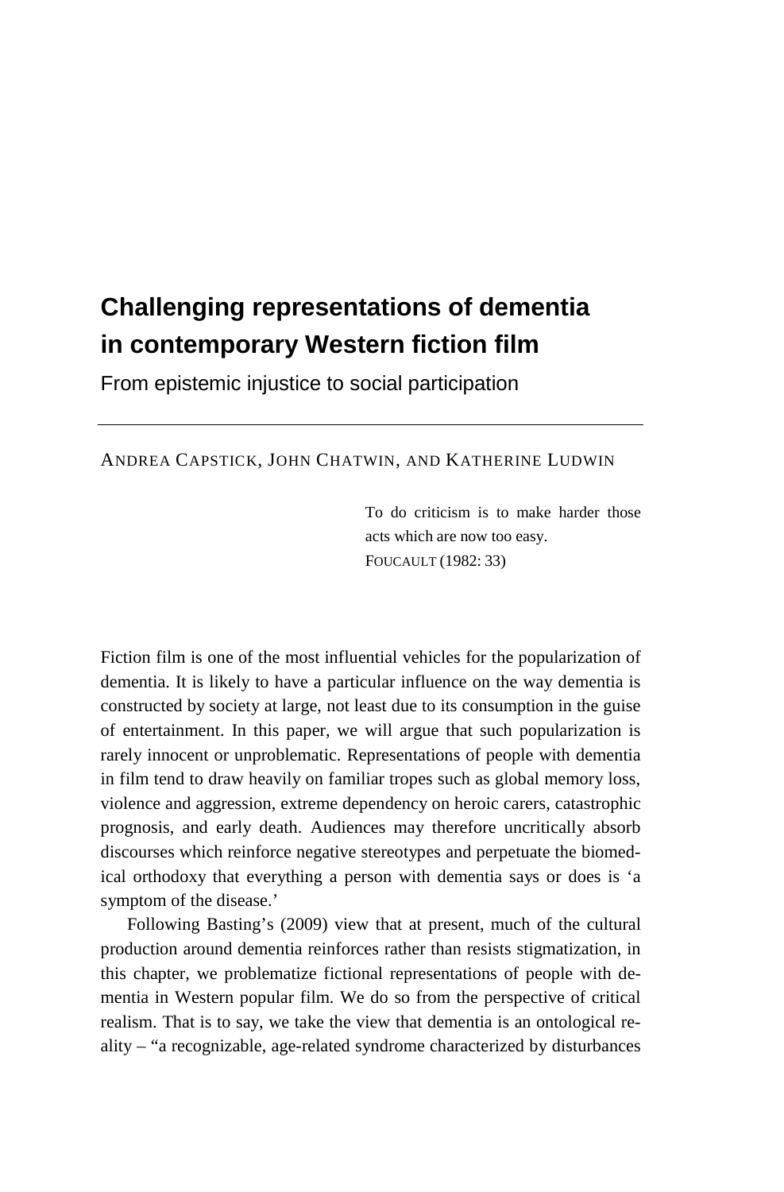# Challenging representations of dementia in contemporary Western fiction film

From epistemic injustice to social participation

---

ANDREA CAPSTICK, JOHN CHATWIN, AND KATHERINE LUDWIN

> To do criticism is to make harder those acts which are now too easy.
> FOUCAULT (1982: 33)

Fiction film is one of the most influential vehicles for the popularization of dementia. It is likely to have a particular influence on the way dementia is constructed by society at large, not least due to its consumption in the guise of entertainment. In this paper, we will argue that such popularization is rarely innocent or unproblematic. Representations of people with dementia in film tend to draw heavily on familiar tropes such as global memory loss, violence and aggression, extreme dependency on heroic carers, catastrophic prognosis, and early death. Audiences may therefore uncritically absorb discourses which reinforce negative stereotypes and perpetuate the biomedical orthodoxy that everything a person with dementia says or does is 'a symptom of the disease.'

Following Basting's (2009) view that at present, much of the cultural production around dementia reinforces rather than resists stigmatization, in this chapter, we problematize fictional representations of people with dementia in Western popular film. We do so from the perspective of critical realism. That is to say, we take the view that dementia is an ontological reality – "a recognizable, age-related syndrome characterized by disturbances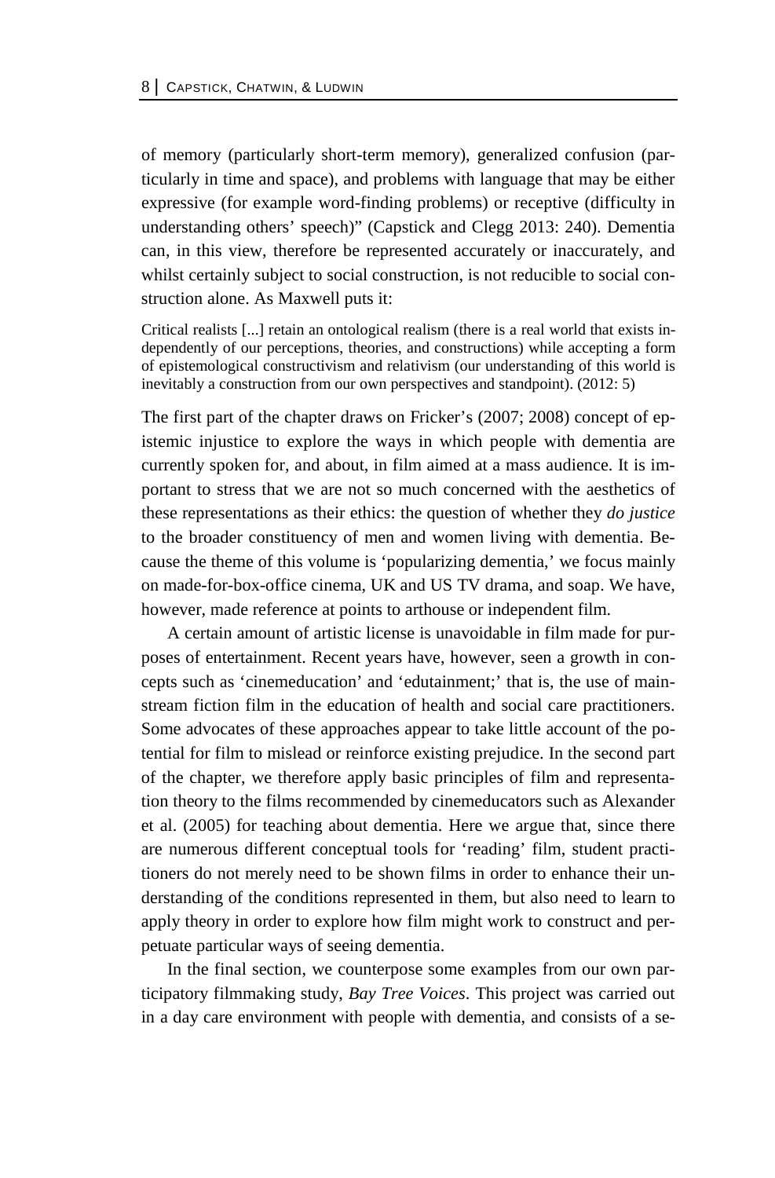of memory (particularly short-term memory), generalized confusion (particularly in time and space), and problems with language that may be either expressive (for example word-finding problems) or receptive (difficulty in understanding others' speech)" (Capstick and Clegg 2013: 240). Dementia can, in this view, therefore be represented accurately or inaccurately, and whilst certainly subject to social construction, is not reducible to social construction alone. As Maxwell puts it:

> Critical realists [...] retain an ontological realism (there is a real world that exists independently of our perceptions, theories, and constructions) while accepting a form of epistemological constructivism and relativism (our understanding of this world is inevitably a construction from our own perspectives and standpoint). (2012: 5)

The first part of the chapter draws on Fricker's (2007; 2008) concept of epistemic injustice to explore the ways in which people with dementia are currently spoken for, and about, in film aimed at a mass audience. It is important to stress that we are not so much concerned with the aesthetics of these representations as their ethics: the question of whether they *do justice* to the broader constituency of men and women living with dementia. Because the theme of this volume is 'popularizing dementia,' we focus mainly on made-for-box-office cinema, UK and US TV drama, and soap. We have, however, made reference at points to arthouse or independent film.

A certain amount of artistic license is unavoidable in film made for purposes of entertainment. Recent years have, however, seen a growth in concepts such as 'cinemeducation' and 'edutainment;' that is, the use of mainstream fiction film in the education of health and social care practitioners. Some advocates of these approaches appear to take little account of the potential for film to mislead or reinforce existing prejudice. In the second part of the chapter, we therefore apply basic principles of film and representation theory to the films recommended by cinemeducators such as Alexander et al. (2005) for teaching about dementia. Here we argue that, since there are numerous different conceptual tools for 'reading' film, student practitioners do not merely need to be shown films in order to enhance their understanding of the conditions represented in them, but also need to learn to apply theory in order to explore how film might work to construct and perpetuate particular ways of seeing dementia.

In the final section, we counterpose some examples from our own participatory filmmaking study, *Bay Tree Voices*. This project was carried out in a day care environment with people with dementia, and consists of a se-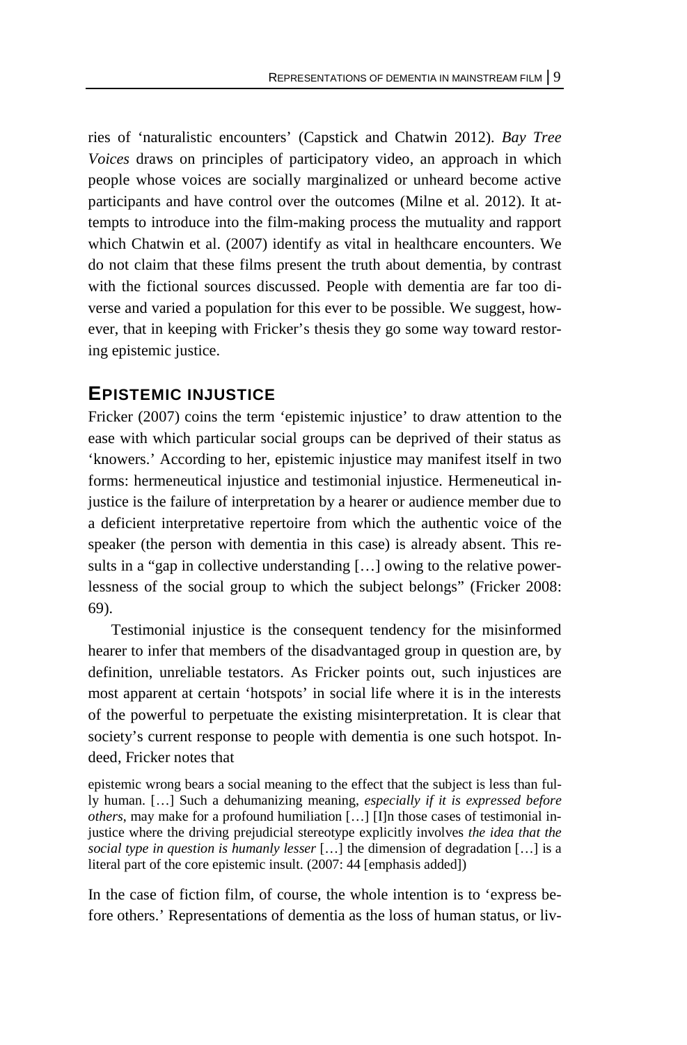ries of 'naturalistic encounters' (Capstick and Chatwin 2012). *Bay Tree Voices* draws on principles of participatory video, an approach in which people whose voices are socially marginalized or unheard become active participants and have control over the outcomes (Milne et al. 2012). It attempts to introduce into the film-making process the mutuality and rapport which Chatwin et al. (2007) identify as vital in healthcare encounters. We do not claim that these films present the truth about dementia, by contrast with the fictional sources discussed. People with dementia are far too diverse and varied a population for this ever to be possible. We suggest, however, that in keeping with Fricker's thesis they go some way toward restoring epistemic justice.

## EPISTEMIC INJUSTICE

Fricker (2007) coins the term 'epistemic injustice' to draw attention to the ease with which particular social groups can be deprived of their status as 'knowers.' According to her, epistemic injustice may manifest itself in two forms: hermeneutical injustice and testimonial injustice. Hermeneutical injustice is the failure of interpretation by a hearer or audience member due to a deficient interpretative repertoire from which the authentic voice of the speaker (the person with dementia in this case) is already absent. This results in a "gap in collective understanding […] owing to the relative powerlessness of the social group to which the subject belongs" (Fricker 2008: 69).

Testimonial injustice is the consequent tendency for the misinformed hearer to infer that members of the disadvantaged group in question are, by definition, unreliable testators. As Fricker points out, such injustices are most apparent at certain 'hotspots' in social life where it is in the interests of the powerful to perpetuate the existing misinterpretation. It is clear that society's current response to people with dementia is one such hotspot. Indeed, Fricker notes that

> epistemic wrong bears a social meaning to the effect that the subject is less than fully human. […] Such a dehumanizing meaning, *especially if it is expressed before others*, may make for a profound humiliation […] [I]n those cases of testimonial injustice where the driving prejudicial stereotype explicitly involves *the idea that the social type in question is humanly lesser* […] the dimension of degradation […] is a literal part of the core epistemic insult. (2007: 44 [emphasis added])

In the case of fiction film, of course, the whole intention is to 'express before others.' Representations of dementia as the loss of human status, or liv-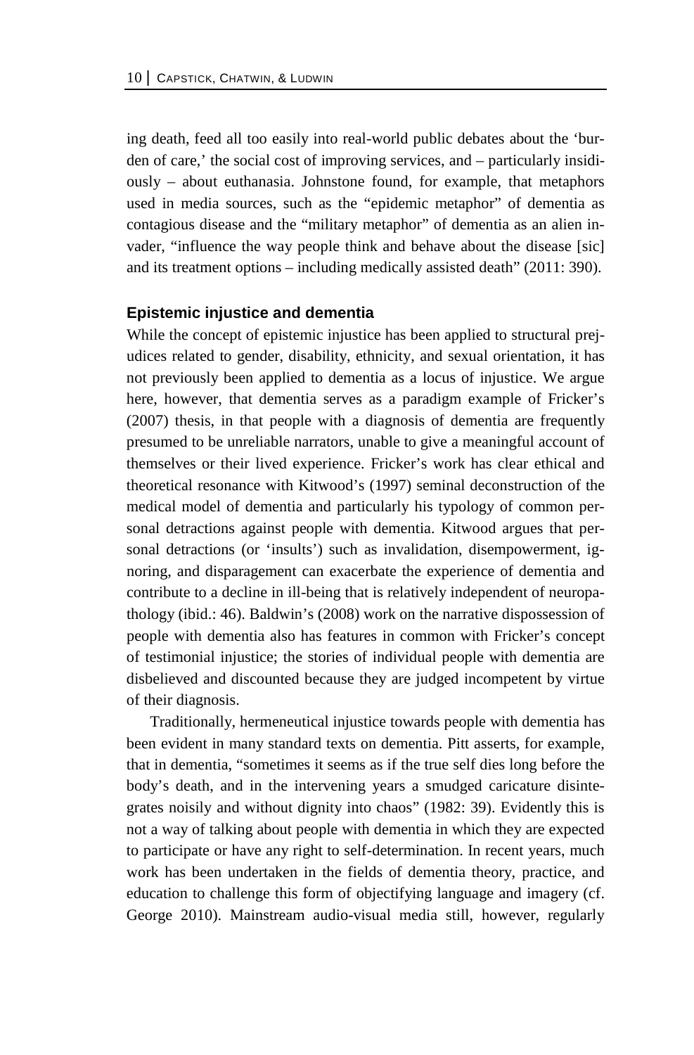ing death, feed all too easily into real-world public debates about the 'burden of care,' the social cost of improving services, and – particularly insidiously – about euthanasia. Johnstone found, for example, that metaphors used in media sources, such as the "epidemic metaphor" of dementia as contagious disease and the "military metaphor" of dementia as an alien invader, "influence the way people think and behave about the disease [sic] and its treatment options – including medically assisted death" (2011: 390).

### Epistemic injustice and dementia

While the concept of epistemic injustice has been applied to structural prejudices related to gender, disability, ethnicity, and sexual orientation, it has not previously been applied to dementia as a locus of injustice. We argue here, however, that dementia serves as a paradigm example of Fricker's (2007) thesis, in that people with a diagnosis of dementia are frequently presumed to be unreliable narrators, unable to give a meaningful account of themselves or their lived experience. Fricker's work has clear ethical and theoretical resonance with Kitwood's (1997) seminal deconstruction of the medical model of dementia and particularly his typology of common personal detractions against people with dementia. Kitwood argues that personal detractions (or 'insults') such as invalidation, disempowerment, ignoring, and disparagement can exacerbate the experience of dementia and contribute to a decline in ill-being that is relatively independent of neuropathology (ibid.: 46). Baldwin's (2008) work on the narrative dispossession of people with dementia also has features in common with Fricker's concept of testimonial injustice; the stories of individual people with dementia are disbelieved and discounted because they are judged incompetent by virtue of their diagnosis.

Traditionally, hermeneutical injustice towards people with dementia has been evident in many standard texts on dementia. Pitt asserts, for example, that in dementia, "sometimes it seems as if the true self dies long before the body's death, and in the intervening years a smudged caricature disintegrates noisily and without dignity into chaos" (1982: 39). Evidently this is not a way of talking about people with dementia in which they are expected to participate or have any right to self-determination. In recent years, much work has been undertaken in the fields of dementia theory, practice, and education to challenge this form of objectifying language and imagery (cf. George 2010). Mainstream audio-visual media still, however, regularly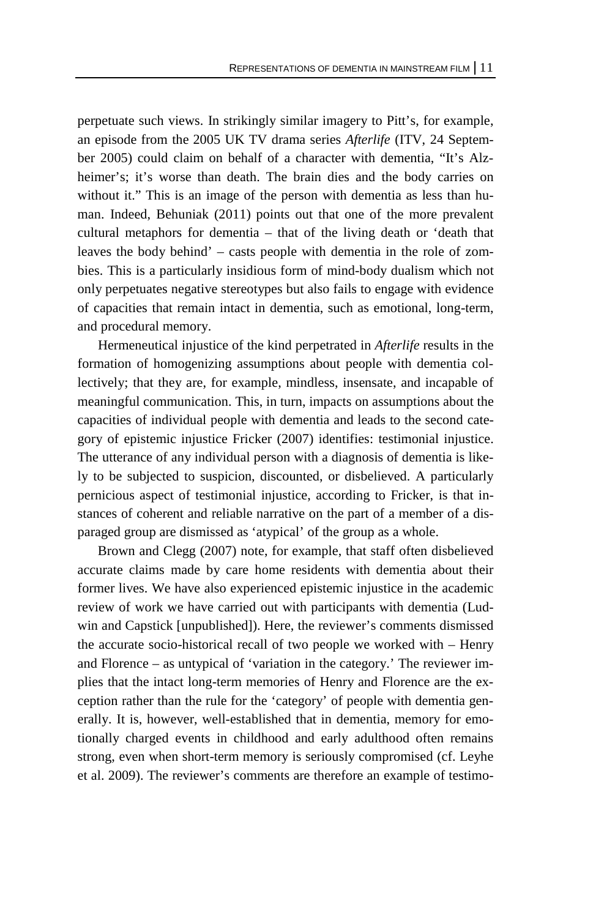perpetuate such views. In strikingly similar imagery to Pitt's, for example, an episode from the 2005 UK TV drama series *Afterlife* (ITV, 24 September 2005) could claim on behalf of a character with dementia, "It's Alzheimer's; it's worse than death. The brain dies and the body carries on without it." This is an image of the person with dementia as less than human. Indeed, Behuniak (2011) points out that one of the more prevalent cultural metaphors for dementia – that of the living death or 'death that leaves the body behind' – casts people with dementia in the role of zombies. This is a particularly insidious form of mind-body dualism which not only perpetuates negative stereotypes but also fails to engage with evidence of capacities that remain intact in dementia, such as emotional, long-term, and procedural memory.

Hermeneutical injustice of the kind perpetrated in *Afterlife* results in the formation of homogenizing assumptions about people with dementia collectively; that they are, for example, mindless, insensate, and incapable of meaningful communication. This, in turn, impacts on assumptions about the capacities of individual people with dementia and leads to the second category of epistemic injustice Fricker (2007) identifies: testimonial injustice. The utterance of any individual person with a diagnosis of dementia is likely to be subjected to suspicion, discounted, or disbelieved. A particularly pernicious aspect of testimonial injustice, according to Fricker, is that instances of coherent and reliable narrative on the part of a member of a disparaged group are dismissed as 'atypical' of the group as a whole.

Brown and Clegg (2007) note, for example, that staff often disbelieved accurate claims made by care home residents with dementia about their former lives. We have also experienced epistemic injustice in the academic review of work we have carried out with participants with dementia (Ludwin and Capstick [unpublished]). Here, the reviewer's comments dismissed the accurate socio-historical recall of two people we worked with – Henry and Florence – as untypical of 'variation in the category.' The reviewer implies that the intact long-term memories of Henry and Florence are the exception rather than the rule for the 'category' of people with dementia generally. It is, however, well-established that in dementia, memory for emotionally charged events in childhood and early adulthood often remains strong, even when short-term memory is seriously compromised (cf. Leyhe et al. 2009). The reviewer's comments are therefore an example of testimo-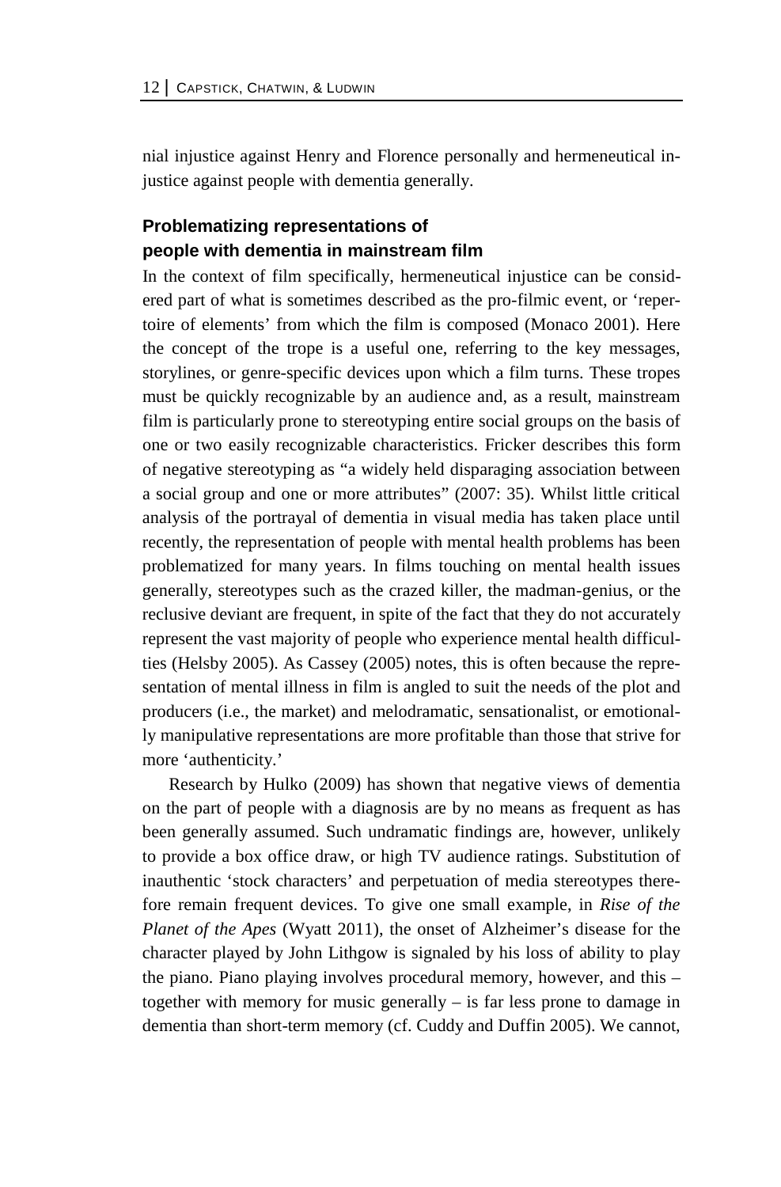nial injustice against Henry and Florence personally and hermeneutical injustice against people with dementia generally.

## Problematizing representations of people with dementia in mainstream film

In the context of film specifically, hermeneutical injustice can be considered part of what is sometimes described as the pro-filmic event, or 'repertoire of elements' from which the film is composed (Monaco 2001). Here the concept of the trope is a useful one, referring to the key messages, storylines, or genre-specific devices upon which a film turns. These tropes must be quickly recognizable by an audience and, as a result, mainstream film is particularly prone to stereotyping entire social groups on the basis of one or two easily recognizable characteristics. Fricker describes this form of negative stereotyping as "a widely held disparaging association between a social group and one or more attributes" (2007: 35). Whilst little critical analysis of the portrayal of dementia in visual media has taken place until recently, the representation of people with mental health problems has been problematized for many years. In films touching on mental health issues generally, stereotypes such as the crazed killer, the madman-genius, or the reclusive deviant are frequent, in spite of the fact that they do not accurately represent the vast majority of people who experience mental health difficulties (Helsby 2005). As Cassey (2005) notes, this is often because the representation of mental illness in film is angled to suit the needs of the plot and producers (i.e., the market) and melodramatic, sensationalist, or emotionally manipulative representations are more profitable than those that strive for more 'authenticity.'

Research by Hulko (2009) has shown that negative views of dementia on the part of people with a diagnosis are by no means as frequent as has been generally assumed. Such undramatic findings are, however, unlikely to provide a box office draw, or high TV audience ratings. Substitution of inauthentic 'stock characters' and perpetuation of media stereotypes therefore remain frequent devices. To give one small example, in *Rise of the Planet of the Apes* (Wyatt 2011), the onset of Alzheimer's disease for the character played by John Lithgow is signaled by his loss of ability to play the piano. Piano playing involves procedural memory, however, and this – together with memory for music generally – is far less prone to damage in dementia than short-term memory (cf. Cuddy and Duffin 2005). We cannot,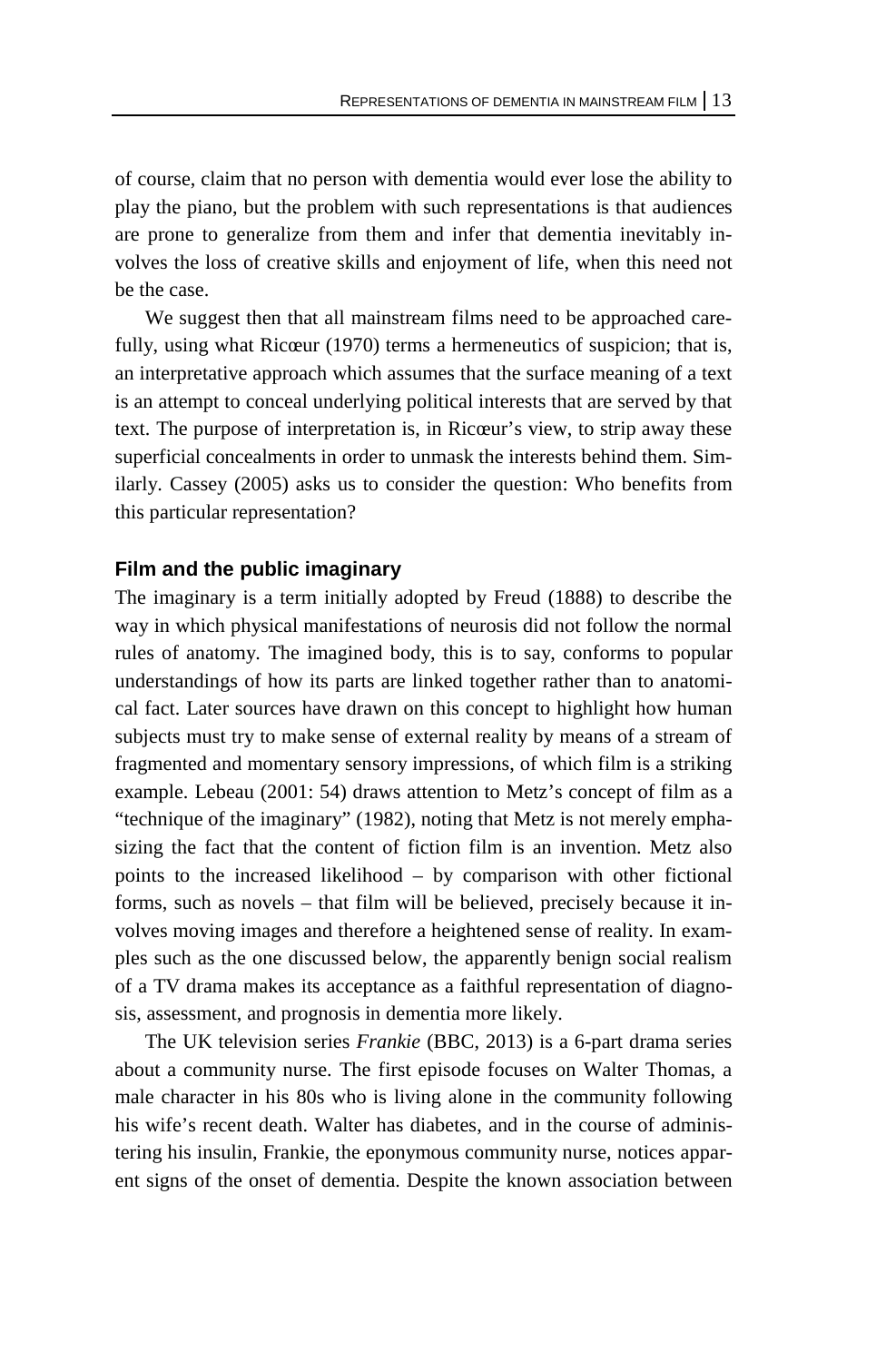of course, claim that no person with dementia would ever lose the ability to play the piano, but the problem with such representations is that audiences are prone to generalize from them and infer that dementia inevitably involves the loss of creative skills and enjoyment of life, when this need not be the case.

We suggest then that all mainstream films need to be approached carefully, using what Ricœur (1970) terms a hermeneutics of suspicion; that is, an interpretative approach which assumes that the surface meaning of a text is an attempt to conceal underlying political interests that are served by that text. The purpose of interpretation is, in Ricœur's view, to strip away these superficial concealments in order to unmask the interests behind them. Similarly. Cassey (2005) asks us to consider the question: Who benefits from this particular representation?

### Film and the public imaginary

The imaginary is a term initially adopted by Freud (1888) to describe the way in which physical manifestations of neurosis did not follow the normal rules of anatomy. The imagined body, this is to say, conforms to popular understandings of how its parts are linked together rather than to anatomical fact. Later sources have drawn on this concept to highlight how human subjects must try to make sense of external reality by means of a stream of fragmented and momentary sensory impressions, of which film is a striking example. Lebeau (2001: 54) draws attention to Metz's concept of film as a "technique of the imaginary" (1982), noting that Metz is not merely emphasizing the fact that the content of fiction film is an invention. Metz also points to the increased likelihood – by comparison with other fictional forms, such as novels – that film will be believed, precisely because it involves moving images and therefore a heightened sense of reality. In examples such as the one discussed below, the apparently benign social realism of a TV drama makes its acceptance as a faithful representation of diagnosis, assessment, and prognosis in dementia more likely.

The UK television series *Frankie* (BBC, 2013) is a 6-part drama series about a community nurse. The first episode focuses on Walter Thomas, a male character in his 80s who is living alone in the community following his wife's recent death. Walter has diabetes, and in the course of administering his insulin, Frankie, the eponymous community nurse, notices apparent signs of the onset of dementia. Despite the known association between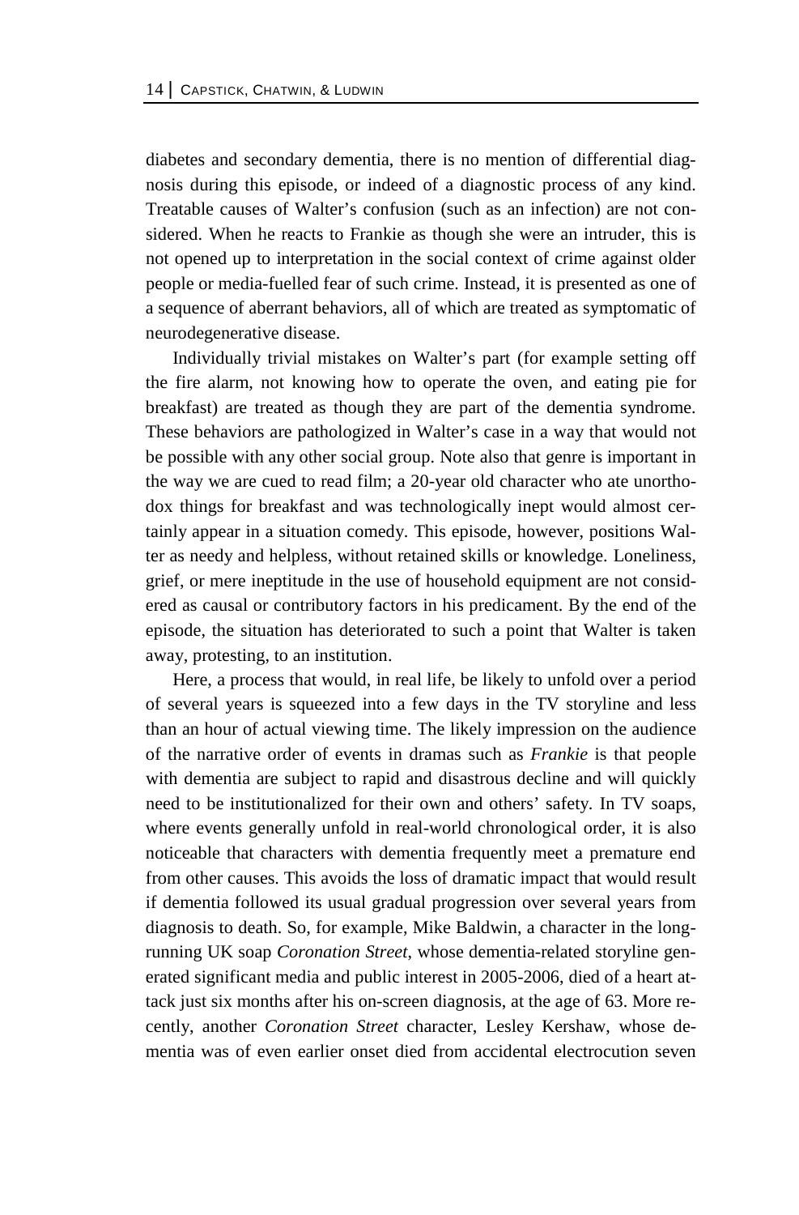diabetes and secondary dementia, there is no mention of differential diagnosis during this episode, or indeed of a diagnostic process of any kind. Treatable causes of Walter's confusion (such as an infection) are not considered. When he reacts to Frankie as though she were an intruder, this is not opened up to interpretation in the social context of crime against older people or media-fuelled fear of such crime. Instead, it is presented as one of a sequence of aberrant behaviors, all of which are treated as symptomatic of neurodegenerative disease.

Individually trivial mistakes on Walter's part (for example setting off the fire alarm, not knowing how to operate the oven, and eating pie for breakfast) are treated as though they are part of the dementia syndrome. These behaviors are pathologized in Walter's case in a way that would not be possible with any other social group. Note also that genre is important in the way we are cued to read film; a 20-year old character who ate unorthodox things for breakfast and was technologically inept would almost certainly appear in a situation comedy. This episode, however, positions Walter as needy and helpless, without retained skills or knowledge. Loneliness, grief, or mere ineptitude in the use of household equipment are not considered as causal or contributory factors in his predicament. By the end of the episode, the situation has deteriorated to such a point that Walter is taken away, protesting, to an institution.

Here, a process that would, in real life, be likely to unfold over a period of several years is squeezed into a few days in the TV storyline and less than an hour of actual viewing time. The likely impression on the audience of the narrative order of events in dramas such as *Frankie* is that people with dementia are subject to rapid and disastrous decline and will quickly need to be institutionalized for their own and others' safety. In TV soaps, where events generally unfold in real-world chronological order, it is also noticeable that characters with dementia frequently meet a premature end from other causes. This avoids the loss of dramatic impact that would result if dementia followed its usual gradual progression over several years from diagnosis to death. So, for example, Mike Baldwin, a character in the long-running UK soap *Coronation Street*, whose dementia-related storyline generated significant media and public interest in 2005-2006, died of a heart attack just six months after his on-screen diagnosis, at the age of 63. More recently, another *Coronation Street* character, Lesley Kershaw, whose dementia was of even earlier onset died from accidental electrocution seven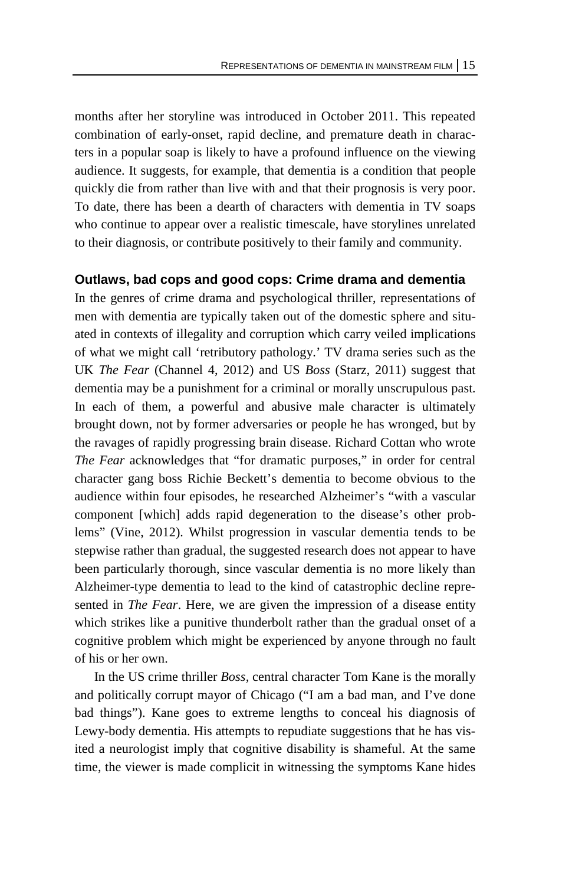months after her storyline was introduced in October 2011. This repeated combination of early-onset, rapid decline, and premature death in characters in a popular soap is likely to have a profound influence on the viewing audience. It suggests, for example, that dementia is a condition that people quickly die from rather than live with and that their prognosis is very poor. To date, there has been a dearth of characters with dementia in TV soaps who continue to appear over a realistic timescale, have storylines unrelated to their diagnosis, or contribute positively to their family and community.

## Outlaws, bad cops and good cops: Crime drama and dementia

In the genres of crime drama and psychological thriller, representations of men with dementia are typically taken out of the domestic sphere and situated in contexts of illegality and corruption which carry veiled implications of what we might call 'retributory pathology.' TV drama series such as the UK *The Fear* (Channel 4, 2012) and US *Boss* (Starz, 2011) suggest that dementia may be a punishment for a criminal or morally unscrupulous past. In each of them, a powerful and abusive male character is ultimately brought down, not by former adversaries or people he has wronged, but by the ravages of rapidly progressing brain disease. Richard Cottan who wrote *The Fear* acknowledges that "for dramatic purposes," in order for central character gang boss Richie Beckett's dementia to become obvious to the audience within four episodes, he researched Alzheimer's "with a vascular component [which] adds rapid degeneration to the disease's other problems" (Vine, 2012). Whilst progression in vascular dementia tends to be stepwise rather than gradual, the suggested research does not appear to have been particularly thorough, since vascular dementia is no more likely than Alzheimer-type dementia to lead to the kind of catastrophic decline represented in *The Fear*. Here, we are given the impression of a disease entity which strikes like a punitive thunderbolt rather than the gradual onset of a cognitive problem which might be experienced by anyone through no fault of his or her own.

In the US crime thriller *Boss*, central character Tom Kane is the morally and politically corrupt mayor of Chicago ("I am a bad man, and I've done bad things"). Kane goes to extreme lengths to conceal his diagnosis of Lewy-body dementia. His attempts to repudiate suggestions that he has visited a neurologist imply that cognitive disability is shameful. At the same time, the viewer is made complicit in witnessing the symptoms Kane hides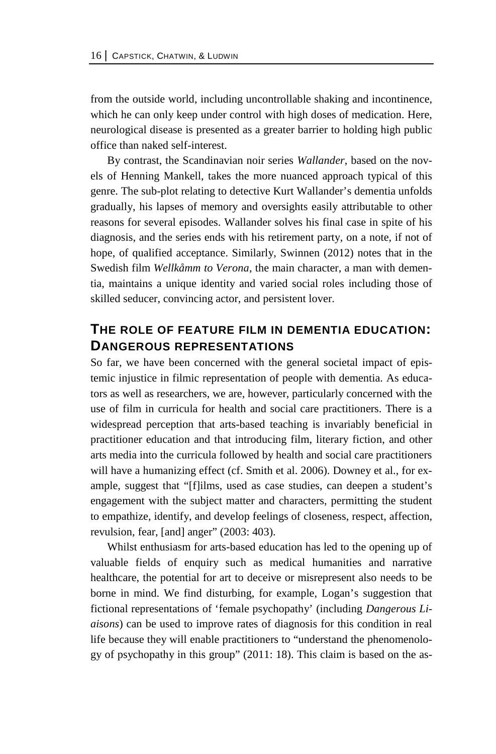from the outside world, including uncontrollable shaking and incontinence, which he can only keep under control with high doses of medication. Here, neurological disease is presented as a greater barrier to holding high public office than naked self-interest.

By contrast, the Scandinavian noir series *Wallander*, based on the novels of Henning Mankell, takes the more nuanced approach typical of this genre. The sub-plot relating to detective Kurt Wallander's dementia unfolds gradually, his lapses of memory and oversights easily attributable to other reasons for several episodes. Wallander solves his final case in spite of his diagnosis, and the series ends with his retirement party, on a note, if not of hope, of qualified acceptance. Similarly, Swinnen (2012) notes that in the Swedish film *Wellkåmm to Verona*, the main character, a man with dementia, maintains a unique identity and varied social roles including those of skilled seducer, convincing actor, and persistent lover.

## The role of feature film in dementia education: Dangerous representations

So far, we have been concerned with the general societal impact of epistemic injustice in filmic representation of people with dementia. As educators as well as researchers, we are, however, particularly concerned with the use of film in curricula for health and social care practitioners. There is a widespread perception that arts-based teaching is invariably beneficial in practitioner education and that introducing film, literary fiction, and other arts media into the curricula followed by health and social care practitioners will have a humanizing effect (cf. Smith et al. 2006). Downey et al., for example, suggest that "[f]ilms, used as case studies, can deepen a student's engagement with the subject matter and characters, permitting the student to empathize, identify, and develop feelings of closeness, respect, affection, revulsion, fear, [and] anger" (2003: 403).

Whilst enthusiasm for arts-based education has led to the opening up of valuable fields of enquiry such as medical humanities and narrative healthcare, the potential for art to deceive or misrepresent also needs to be borne in mind. We find disturbing, for example, Logan's suggestion that fictional representations of 'female psychopathy' (including *Dangerous Liaisons*) can be used to improve rates of diagnosis for this condition in real life because they will enable practitioners to "understand the phenomenology of psychopathy in this group" (2011: 18). This claim is based on the as-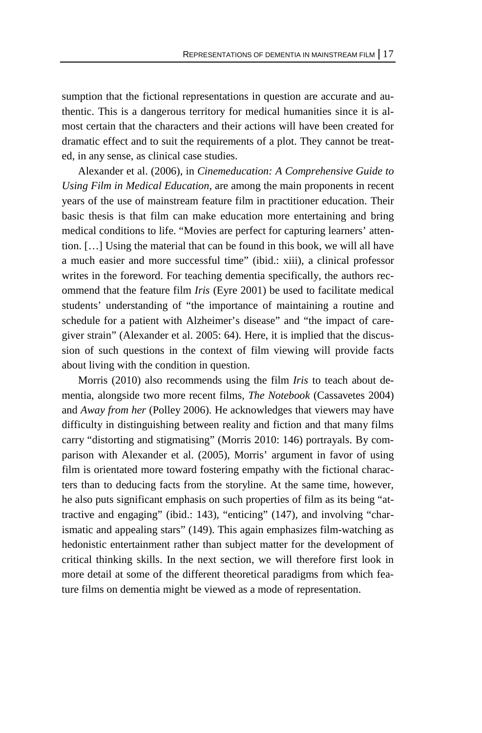sumption that the fictional representations in question are accurate and authentic. This is a dangerous territory for medical humanities since it is almost certain that the characters and their actions will have been created for dramatic effect and to suit the requirements of a plot. They cannot be treated, in any sense, as clinical case studies.

Alexander et al. (2006), in *Cinemeducation: A Comprehensive Guide to Using Film in Medical Education*, are among the main proponents in recent years of the use of mainstream feature film in practitioner education. Their basic thesis is that film can make education more entertaining and bring medical conditions to life. "Movies are perfect for capturing learners' attention. […] Using the material that can be found in this book, we will all have a much easier and more successful time" (ibid.: xiii), a clinical professor writes in the foreword. For teaching dementia specifically, the authors recommend that the feature film *Iris* (Eyre 2001) be used to facilitate medical students' understanding of "the importance of maintaining a routine and schedule for a patient with Alzheimer's disease" and "the impact of caregiver strain" (Alexander et al. 2005: 64). Here, it is implied that the discussion of such questions in the context of film viewing will provide facts about living with the condition in question.

Morris (2010) also recommends using the film *Iris* to teach about dementia, alongside two more recent films, *The Notebook* (Cassavetes 2004) and *Away from her* (Polley 2006). He acknowledges that viewers may have difficulty in distinguishing between reality and fiction and that many films carry "distorting and stigmatising" (Morris 2010: 146) portrayals. By comparison with Alexander et al. (2005), Morris' argument in favor of using film is orientated more toward fostering empathy with the fictional characters than to deducing facts from the storyline. At the same time, however, he also puts significant emphasis on such properties of film as its being "attractive and engaging" (ibid.: 143), "enticing" (147), and involving "charismatic and appealing stars" (149). This again emphasizes film-watching as hedonistic entertainment rather than subject matter for the development of critical thinking skills. In the next section, we will therefore first look in more detail at some of the different theoretical paradigms from which feature films on dementia might be viewed as a mode of representation.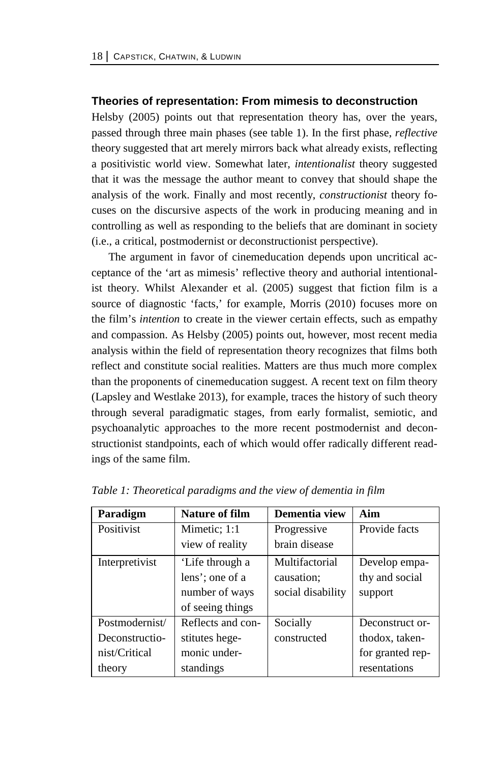### Theories of representation: From mimesis to deconstruction

Helsby (2005) points out that representation theory has, over the years, passed through three main phases (see table 1). In the first phase, *reflective* theory suggested that art merely mirrors back what already exists, reflecting a positivistic world view. Somewhat later, *intentionalist* theory suggested that it was the message the author meant to convey that should shape the analysis of the work. Finally and most recently, *constructionist* theory focuses on the discursive aspects of the work in producing meaning and in controlling as well as responding to the beliefs that are dominant in society (i.e., a critical, postmodernist or deconstructionist perspective).

The argument in favor of cinemeducation depends upon uncritical acceptance of the 'art as mimesis' reflective theory and authorial intentionalist theory. Whilst Alexander et al. (2005) suggest that fiction film is a source of diagnostic 'facts,' for example, Morris (2010) focuses more on the film's *intention* to create in the viewer certain effects, such as empathy and compassion. As Helsby (2005) points out, however, most recent media analysis within the field of representation theory recognizes that films both reflect and constitute social realities. Matters are thus much more complex than the proponents of cinemeducation suggest. A recent text on film theory (Lapsley and Westlake 2013), for example, traces the history of such theory through several paradigmatic stages, from early formalist, semiotic, and psychoanalytic approaches to the more recent postmodernist and deconstructionist standpoints, each of which would offer radically different readings of the same film.

*Table 1: Theoretical paradigms and the view of dementia in film*

| Paradigm | Nature of film | Dementia view | Aim |
|---|---|---|---|
| Positivist | Mimetic; 1:1 view of reality | Progressive brain disease | Provide facts |
| Interpretivist | 'Life through a lens'; one of a number of ways of seeing things | Multifactorial causation; social disability | Develop empathy and social support |
| Postmodernist/ Deconstructionist/Critical theory | Reflects and constitutes hegemonic understandings | Socially constructed | Deconstruct orthodox, taken-for granted representations |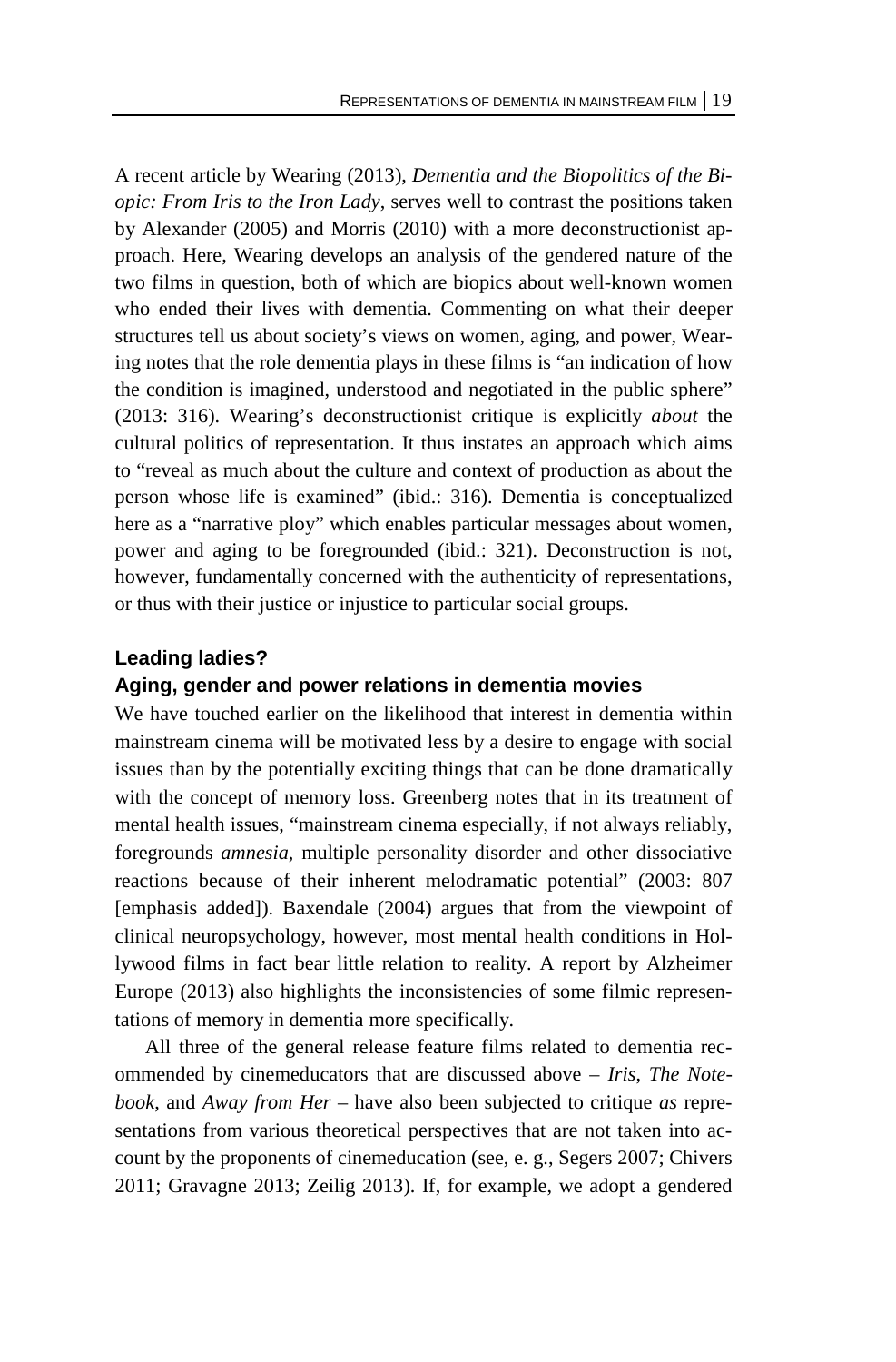A recent article by Wearing (2013), *Dementia and the Biopolitics of the Biopic: From Iris to the Iron Lady*, serves well to contrast the positions taken by Alexander (2005) and Morris (2010) with a more deconstructionist approach. Here, Wearing develops an analysis of the gendered nature of the two films in question, both of which are biopics about well-known women who ended their lives with dementia. Commenting on what their deeper structures tell us about society's views on women, aging, and power, Wearing notes that the role dementia plays in these films is "an indication of how the condition is imagined, understood and negotiated in the public sphere" (2013: 316). Wearing's deconstructionist critique is explicitly *about* the cultural politics of representation. It thus instates an approach which aims to "reveal as much about the culture and context of production as about the person whose life is examined" (ibid.: 316). Dementia is conceptualized here as a "narrative ploy" which enables particular messages about women, power and aging to be foregrounded (ibid.: 321). Deconstruction is not, however, fundamentally concerned with the authenticity of representations, or thus with their justice or injustice to particular social groups.

### Leading ladies?
### Aging, gender and power relations in dementia movies

We have touched earlier on the likelihood that interest in dementia within mainstream cinema will be motivated less by a desire to engage with social issues than by the potentially exciting things that can be done dramatically with the concept of memory loss. Greenberg notes that in its treatment of mental health issues, "mainstream cinema especially, if not always reliably, foregrounds *amnesia*, multiple personality disorder and other dissociative reactions because of their inherent melodramatic potential" (2003: 807 [emphasis added]). Baxendale (2004) argues that from the viewpoint of clinical neuropsychology, however, most mental health conditions in Hollywood films in fact bear little relation to reality. A report by Alzheimer Europe (2013) also highlights the inconsistencies of some filmic representations of memory in dementia more specifically.

All three of the general release feature films related to dementia recommended by cinemeducators that are discussed above – *Iris*, *The Notebook*, and *Away from Her* – have also been subjected to critique *as* representations from various theoretical perspectives that are not taken into account by the proponents of cinemeducation (see, e. g., Segers 2007; Chivers 2011; Gravagne 2013; Zeilig 2013). If, for example, we adopt a gendered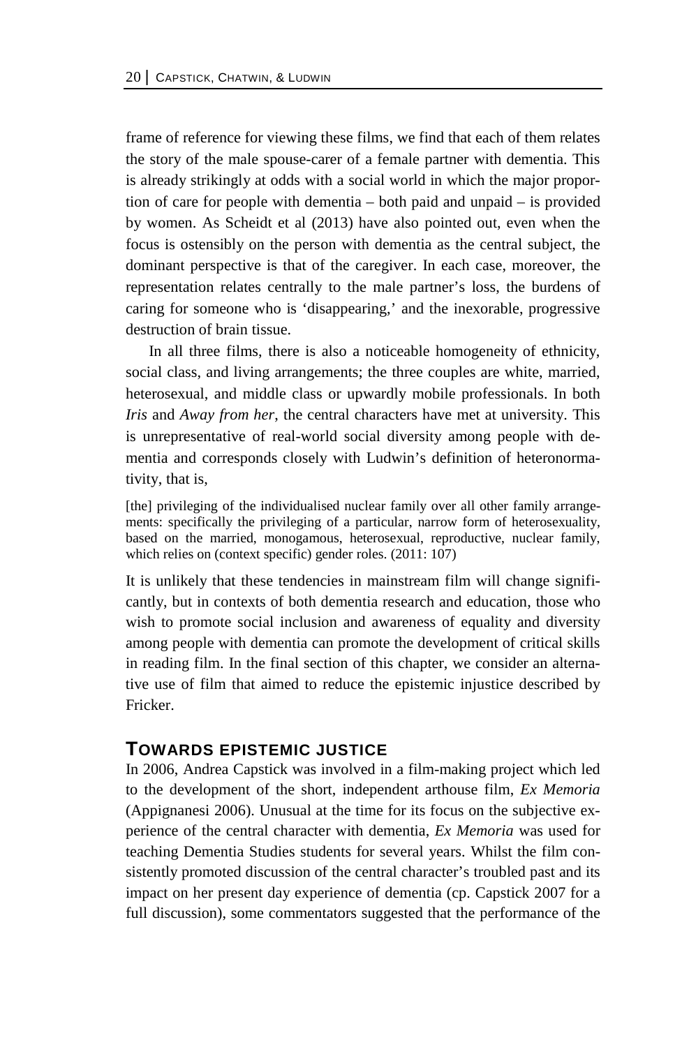frame of reference for viewing these films, we find that each of them relates the story of the male spouse-carer of a female partner with dementia. This is already strikingly at odds with a social world in which the major proportion of care for people with dementia – both paid and unpaid – is provided by women. As Scheidt et al (2013) have also pointed out, even when the focus is ostensibly on the person with dementia as the central subject, the dominant perspective is that of the caregiver. In each case, moreover, the representation relates centrally to the male partner's loss, the burdens of caring for someone who is 'disappearing,' and the inexorable, progressive destruction of brain tissue.

In all three films, there is also a noticeable homogeneity of ethnicity, social class, and living arrangements; the three couples are white, married, heterosexual, and middle class or upwardly mobile professionals. In both *Iris* and *Away from her*, the central characters have met at university. This is unrepresentative of real-world social diversity among people with dementia and corresponds closely with Ludwin's definition of heteronormativity, that is,

> [the] privileging of the individualised nuclear family over all other family arrangements: specifically the privileging of a particular, narrow form of heterosexuality, based on the married, monogamous, heterosexual, reproductive, nuclear family, which relies on (context specific) gender roles. (2011: 107)

It is unlikely that these tendencies in mainstream film will change significantly, but in contexts of both dementia research and education, those who wish to promote social inclusion and awareness of equality and diversity among people with dementia can promote the development of critical skills in reading film. In the final section of this chapter, we consider an alternative use of film that aimed to reduce the epistemic injustice described by Fricker.

## TOWARDS EPISTEMIC JUSTICE

In 2006, Andrea Capstick was involved in a film-making project which led to the development of the short, independent arthouse film, *Ex Memoria* (Appignanesi 2006). Unusual at the time for its focus on the subjective experience of the central character with dementia, *Ex Memoria* was used for teaching Dementia Studies students for several years. Whilst the film consistently promoted discussion of the central character's troubled past and its impact on her present day experience of dementia (cp. Capstick 2007 for a full discussion), some commentators suggested that the performance of the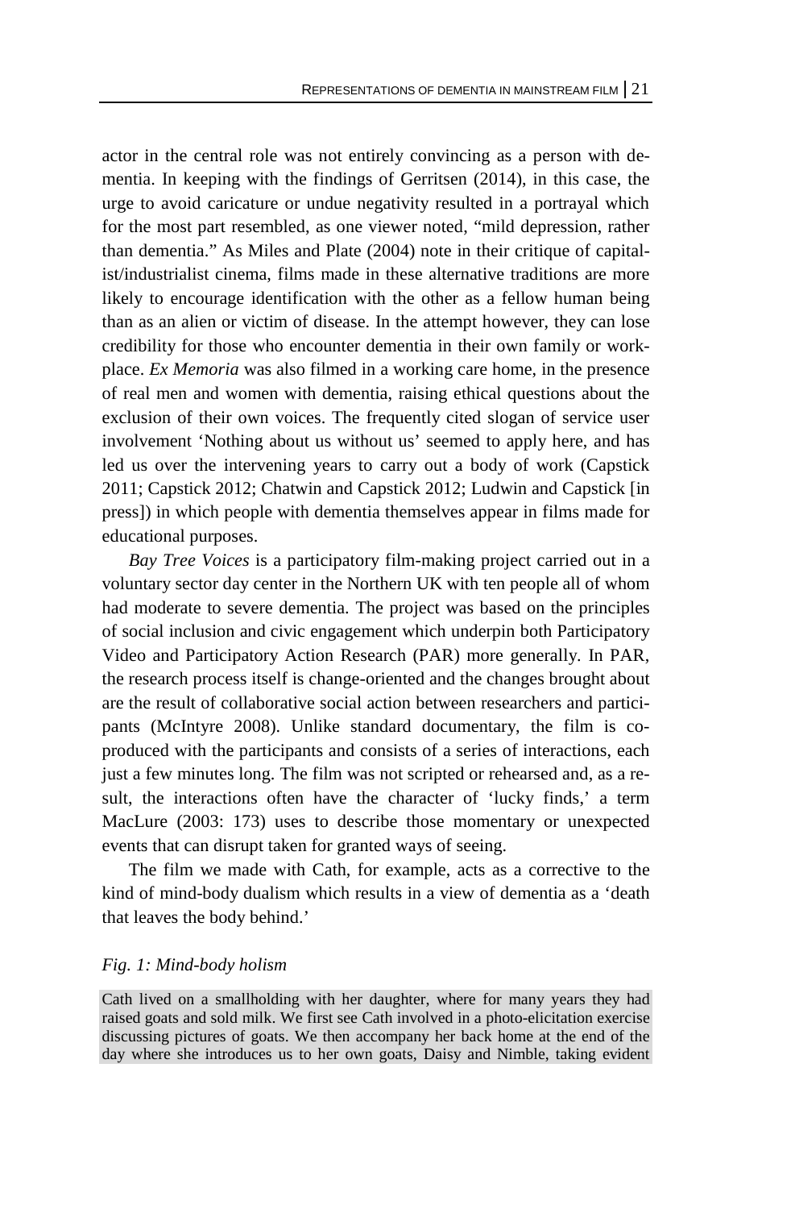actor in the central role was not entirely convincing as a person with dementia. In keeping with the findings of Gerritsen (2014), in this case, the urge to avoid caricature or undue negativity resulted in a portrayal which for the most part resembled, as one viewer noted, "mild depression, rather than dementia." As Miles and Plate (2004) note in their critique of capitalist/industrialist cinema, films made in these alternative traditions are more likely to encourage identification with the other as a fellow human being than as an alien or victim of disease. In the attempt however, they can lose credibility for those who encounter dementia in their own family or workplace. *Ex Memoria* was also filmed in a working care home, in the presence of real men and women with dementia, raising ethical questions about the exclusion of their own voices. The frequently cited slogan of service user involvement 'Nothing about us without us' seemed to apply here, and has led us over the intervening years to carry out a body of work (Capstick 2011; Capstick 2012; Chatwin and Capstick 2012; Ludwin and Capstick [in press]) in which people with dementia themselves appear in films made for educational purposes.

*Bay Tree Voices* is a participatory film-making project carried out in a voluntary sector day center in the Northern UK with ten people all of whom had moderate to severe dementia. The project was based on the principles of social inclusion and civic engagement which underpin both Participatory Video and Participatory Action Research (PAR) more generally. In PAR, the research process itself is change-oriented and the changes brought about are the result of collaborative social action between researchers and participants (McIntyre 2008). Unlike standard documentary, the film is co-produced with the participants and consists of a series of interactions, each just a few minutes long. The film was not scripted or rehearsed and, as a result, the interactions often have the character of 'lucky finds,' a term MacLure (2003: 173) uses to describe those momentary or unexpected events that can disrupt taken for granted ways of seeing.

The film we made with Cath, for example, acts as a corrective to the kind of mind-body dualism which results in a view of dementia as a 'death that leaves the body behind.'

*Fig. 1: Mind-body holism*

Cath lived on a smallholding with her daughter, where for many years they had raised goats and sold milk. We first see Cath involved in a photo-elicitation exercise discussing pictures of goats. We then accompany her back home at the end of the day where she introduces us to her own goats, Daisy and Nimble, taking evident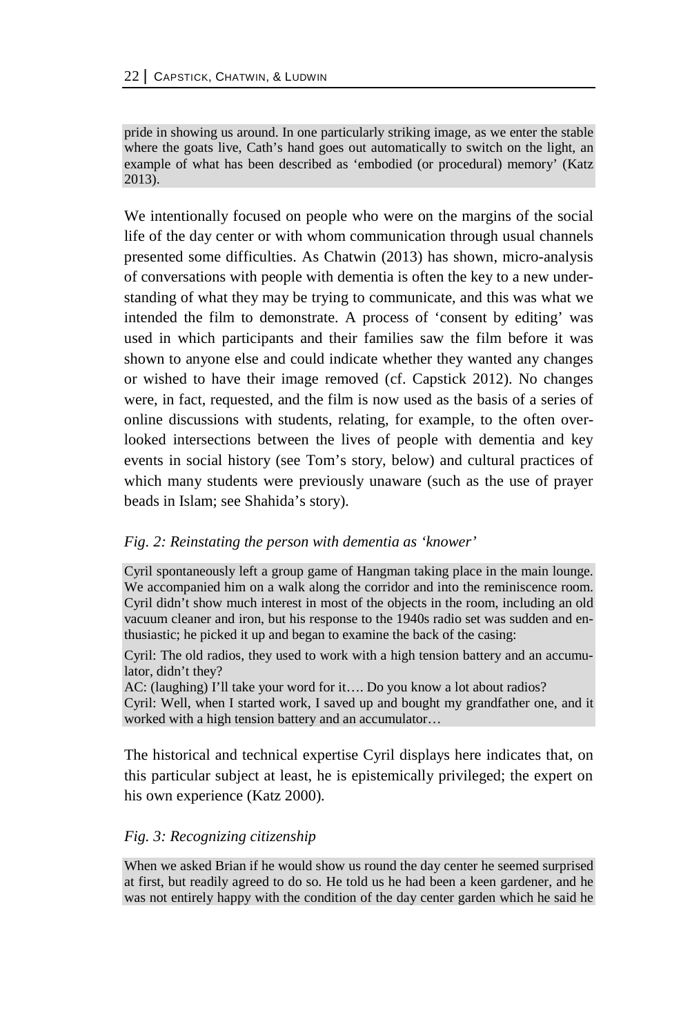pride in showing us around. In one particularly striking image, as we enter the stable where the goats live, Cath's hand goes out automatically to switch on the light, an example of what has been described as 'embodied (or procedural) memory' (Katz 2013).

We intentionally focused on people who were on the margins of the social life of the day center or with whom communication through usual channels presented some difficulties. As Chatwin (2013) has shown, micro-analysis of conversations with people with dementia is often the key to a new understanding of what they may be trying to communicate, and this was what we intended the film to demonstrate. A process of 'consent by editing' was used in which participants and their families saw the film before it was shown to anyone else and could indicate whether they wanted any changes or wished to have their image removed (cf. Capstick 2012). No changes were, in fact, requested, and the film is now used as the basis of a series of online discussions with students, relating, for example, to the often overlooked intersections between the lives of people with dementia and key events in social history (see Tom's story, below) and cultural practices of which many students were previously unaware (such as the use of prayer beads in Islam; see Shahida's story).

*Fig. 2: Reinstating the person with dementia as 'knower'*

Cyril spontaneously left a group game of Hangman taking place in the main lounge. We accompanied him on a walk along the corridor and into the reminiscence room. Cyril didn't show much interest in most of the objects in the room, including an old vacuum cleaner and iron, but his response to the 1940s radio set was sudden and enthusiastic; he picked it up and began to examine the back of the casing:

Cyril: The old radios, they used to work with a high tension battery and an accumulator, didn't they?
AC: (laughing) I'll take your word for it…. Do you know a lot about radios?
Cyril: Well, when I started work, I saved up and bought my grandfather one, and it worked with a high tension battery and an accumulator…

The historical and technical expertise Cyril displays here indicates that, on this particular subject at least, he is epistemically privileged; the expert on his own experience (Katz 2000).

*Fig. 3: Recognizing citizenship*

When we asked Brian if he would show us round the day center he seemed surprised at first, but readily agreed to do so. He told us he had been a keen gardener, and he was not entirely happy with the condition of the day center garden which he said he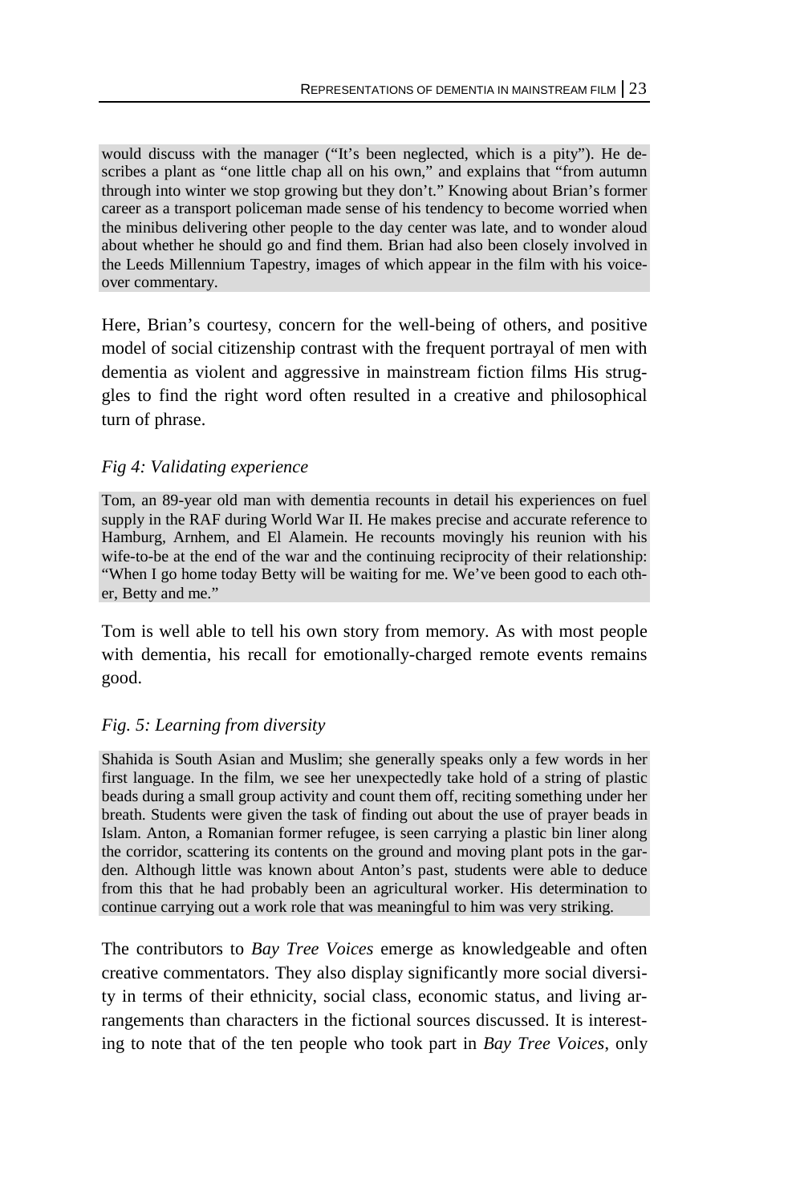would discuss with the manager ("It's been neglected, which is a pity"). He describes a plant as "one little chap all on his own," and explains that "from autumn through into winter we stop growing but they don't." Knowing about Brian's former career as a transport policeman made sense of his tendency to become worried when the minibus delivering other people to the day center was late, and to wonder aloud about whether he should go and find them. Brian had also been closely involved in the Leeds Millennium Tapestry, images of which appear in the film with his voice-over commentary.

Here, Brian's courtesy, concern for the well-being of others, and positive model of social citizenship contrast with the frequent portrayal of men with dementia as violent and aggressive in mainstream fiction films His struggles to find the right word often resulted in a creative and philosophical turn of phrase.

*Fig 4: Validating experience*

Tom, an 89-year old man with dementia recounts in detail his experiences on fuel supply in the RAF during World War II. He makes precise and accurate reference to Hamburg, Arnhem, and El Alamein. He recounts movingly his reunion with his wife-to-be at the end of the war and the continuing reciprocity of their relationship: "When I go home today Betty will be waiting for me. We've been good to each other, Betty and me."

Tom is well able to tell his own story from memory. As with most people with dementia, his recall for emotionally-charged remote events remains good.

*Fig. 5: Learning from diversity*

Shahida is South Asian and Muslim; she generally speaks only a few words in her first language. In the film, we see her unexpectedly take hold of a string of plastic beads during a small group activity and count them off, reciting something under her breath. Students were given the task of finding out about the use of prayer beads in Islam. Anton, a Romanian former refugee, is seen carrying a plastic bin liner along the corridor, scattering its contents on the ground and moving plant pots in the garden. Although little was known about Anton's past, students were able to deduce from this that he had probably been an agricultural worker. His determination to continue carrying out a work role that was meaningful to him was very striking.

The contributors to *Bay Tree Voices* emerge as knowledgeable and often creative commentators. They also display significantly more social diversity in terms of their ethnicity, social class, economic status, and living arrangements than characters in the fictional sources discussed. It is interesting to note that of the ten people who took part in *Bay Tree Voices*, only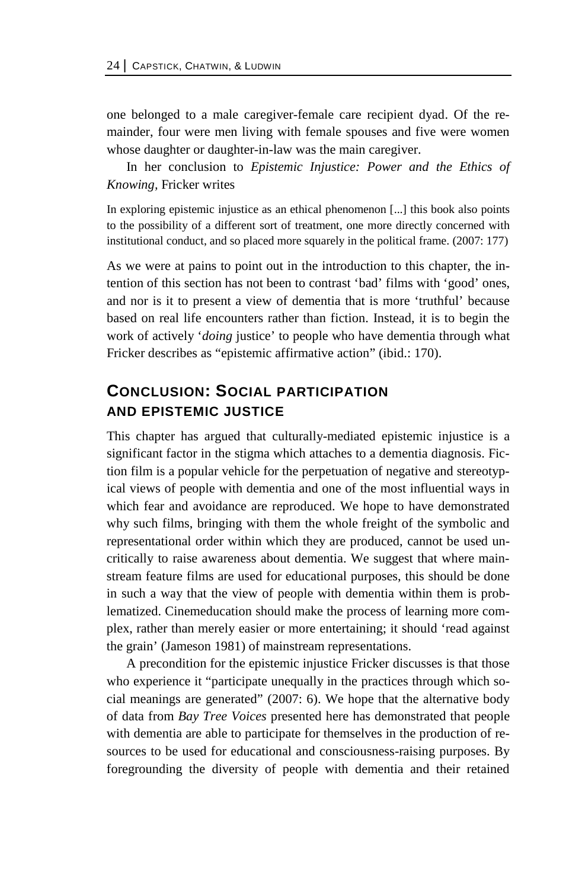one belonged to a male caregiver-female care recipient dyad. Of the remainder, four were men living with female spouses and five were women whose daughter or daughter-in-law was the main caregiver.

In her conclusion to *Epistemic Injustice: Power and the Ethics of Knowing*, Fricker writes

> In exploring epistemic injustice as an ethical phenomenon [...] this book also points to the possibility of a different sort of treatment, one more directly concerned with institutional conduct, and so placed more squarely in the political frame. (2007: 177)

As we were at pains to point out in the introduction to this chapter, the intention of this section has not been to contrast 'bad' films with 'good' ones, and nor is it to present a view of dementia that is more 'truthful' because based on real life encounters rather than fiction. Instead, it is to begin the work of actively '*doing* justice' to people who have dementia through what Fricker describes as "epistemic affirmative action" (ibid.: 170).

## Conclusion: Social Participation and Epistemic Justice

This chapter has argued that culturally-mediated epistemic injustice is a significant factor in the stigma which attaches to a dementia diagnosis. Fiction film is a popular vehicle for the perpetuation of negative and stereotypical views of people with dementia and one of the most influential ways in which fear and avoidance are reproduced. We hope to have demonstrated why such films, bringing with them the whole freight of the symbolic and representational order within which they are produced, cannot be used uncritically to raise awareness about dementia. We suggest that where mainstream feature films are used for educational purposes, this should be done in such a way that the view of people with dementia within them is problematized. Cinemeducation should make the process of learning more complex, rather than merely easier or more entertaining; it should 'read against the grain' (Jameson 1981) of mainstream representations.

A precondition for the epistemic injustice Fricker discusses is that those who experience it "participate unequally in the practices through which social meanings are generated" (2007: 6). We hope that the alternative body of data from *Bay Tree Voices* presented here has demonstrated that people with dementia are able to participate for themselves in the production of resources to be used for educational and consciousness-raising purposes. By foregrounding the diversity of people with dementia and their retained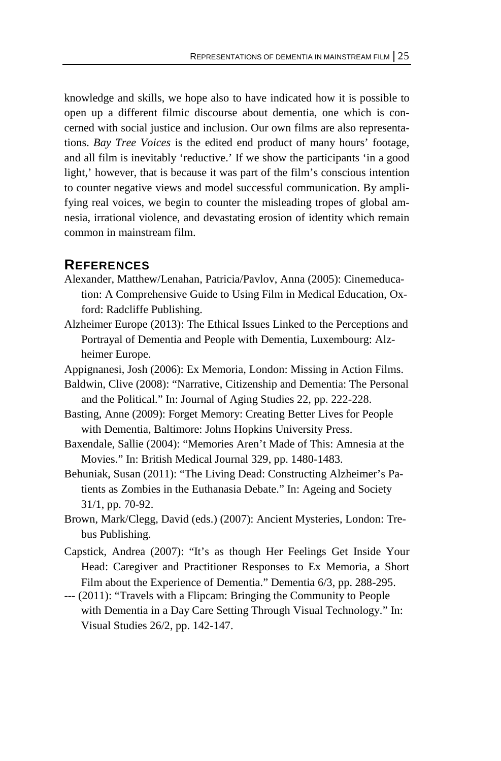knowledge and skills, we hope also to have indicated how it is possible to open up a different filmic discourse about dementia, one which is concerned with social justice and inclusion. Our own films are also representations. *Bay Tree Voices* is the edited end product of many hours' footage, and all film is inevitably 'reductive.' If we show the participants 'in a good light,' however, that is because it was part of the film's conscious intention to counter negative views and model successful communication. By amplifying real voices, we begin to counter the misleading tropes of global amnesia, irrational violence, and devastating erosion of identity which remain common in mainstream film.

## REFERENCES

Alexander, Matthew/Lenahan, Patricia/Pavlov, Anna (2005): Cinemeducation: A Comprehensive Guide to Using Film in Medical Education, Oxford: Radcliffe Publishing.

Alzheimer Europe (2013): The Ethical Issues Linked to the Perceptions and Portrayal of Dementia and People with Dementia, Luxembourg: Alzheimer Europe.

Appignanesi, Josh (2006): Ex Memoria, London: Missing in Action Films.

Baldwin, Clive (2008): "Narrative, Citizenship and Dementia: The Personal and the Political." In: Journal of Aging Studies 22, pp. 222-228.

Basting, Anne (2009): Forget Memory: Creating Better Lives for People with Dementia, Baltimore: Johns Hopkins University Press.

Baxendale, Sallie (2004): "Memories Aren't Made of This: Amnesia at the Movies." In: British Medical Journal 329, pp. 1480-1483.

Behuniak, Susan (2011): "The Living Dead: Constructing Alzheimer's Patients as Zombies in the Euthanasia Debate." In: Ageing and Society 31/1, pp. 70-92.

Brown, Mark/Clegg, David (eds.) (2007): Ancient Mysteries, London: Trebus Publishing.

Capstick, Andrea (2007): "It's as though Her Feelings Get Inside Your Head: Caregiver and Practitioner Responses to Ex Memoria, a Short Film about the Experience of Dementia." Dementia 6/3, pp. 288-295.

--- (2011): "Travels with a Flipcam: Bringing the Community to People with Dementia in a Day Care Setting Through Visual Technology." In: Visual Studies 26/2, pp. 142-147.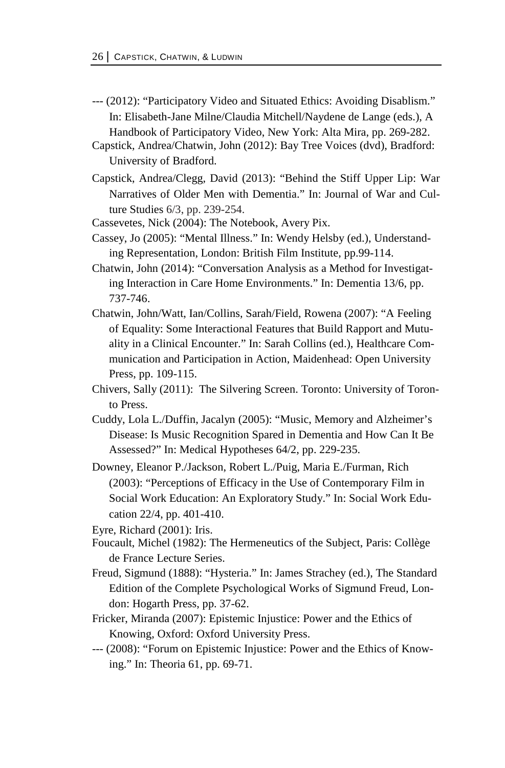--- (2012): "Participatory Video and Situated Ethics: Avoiding Disablism." In: Elisabeth-Jane Milne/Claudia Mitchell/Naydene de Lange (eds.), A Handbook of Participatory Video, New York: Alta Mira, pp. 269-282.

Capstick, Andrea/Chatwin, John (2012): Bay Tree Voices (dvd), Bradford: University of Bradford.

Capstick, Andrea/Clegg, David (2013): "Behind the Stiff Upper Lip: War Narratives of Older Men with Dementia." In: Journal of War and Culture Studies 6/3, pp. 239-254.

Cassevetes, Nick (2004): The Notebook, Avery Pix.

Cassey, Jo (2005): "Mental Illness." In: Wendy Helsby (ed.), Understanding Representation, London: British Film Institute, pp.99-114.

Chatwin, John (2014): "Conversation Analysis as a Method for Investigating Interaction in Care Home Environments." In: Dementia 13/6, pp. 737-746.

Chatwin, John/Watt, Ian/Collins, Sarah/Field, Rowena (2007): "A Feeling of Equality: Some Interactional Features that Build Rapport and Mutuality in a Clinical Encounter." In: Sarah Collins (ed.), Healthcare Communication and Participation in Action, Maidenhead: Open University Press, pp. 109-115.

Chivers, Sally (2011): The Silvering Screen. Toronto: University of Toronto Press.

Cuddy, Lola L./Duffin, Jacalyn (2005): "Music, Memory and Alzheimer's Disease: Is Music Recognition Spared in Dementia and How Can It Be Assessed?" In: Medical Hypotheses 64/2, pp. 229-235.

Downey, Eleanor P./Jackson, Robert L./Puig, Maria E./Furman, Rich (2003): "Perceptions of Efficacy in the Use of Contemporary Film in Social Work Education: An Exploratory Study." In: Social Work Education 22/4, pp. 401-410.

Eyre, Richard (2001): Iris.

Foucault, Michel (1982): The Hermeneutics of the Subject, Paris: Collège de France Lecture Series.

Freud, Sigmund (1888): "Hysteria." In: James Strachey (ed.), The Standard Edition of the Complete Psychological Works of Sigmund Freud, London: Hogarth Press, pp. 37-62.

Fricker, Miranda (2007): Epistemic Injustice: Power and the Ethics of Knowing, Oxford: Oxford University Press.

--- (2008): "Forum on Epistemic Injustice: Power and the Ethics of Knowing." In: Theoria 61, pp. 69-71.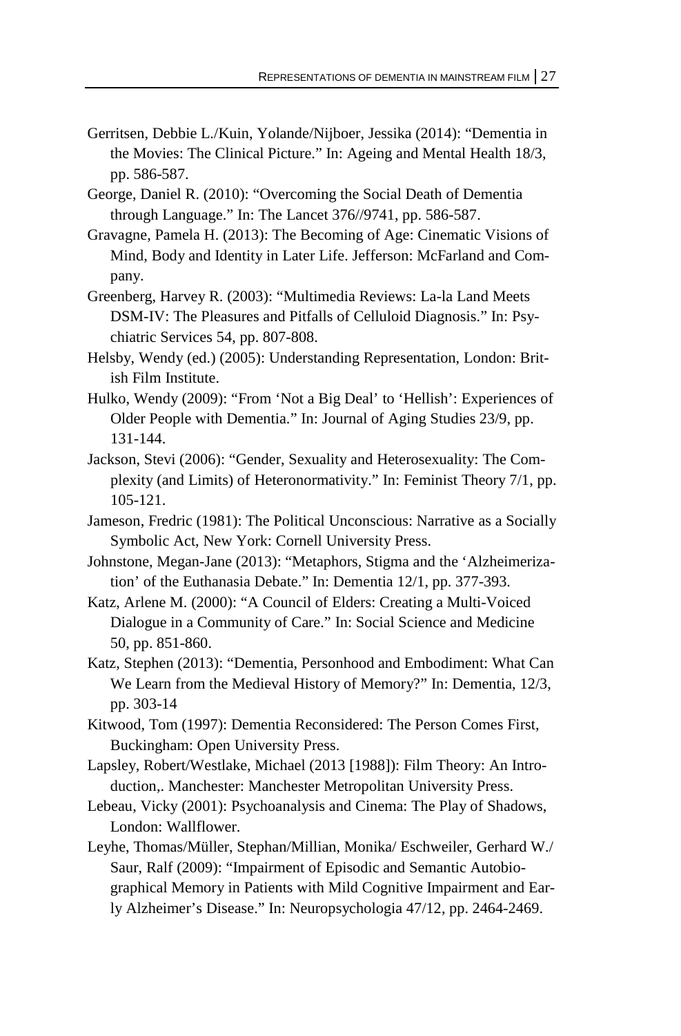Gerritsen, Debbie L./Kuin, Yolande/Nijboer, Jessika (2014): "Dementia in the Movies: The Clinical Picture." In: Ageing and Mental Health 18/3, pp. 586-587.

George, Daniel R. (2010): "Overcoming the Social Death of Dementia through Language." In: The Lancet 376//9741, pp. 586-587.

Gravagne, Pamela H. (2013): The Becoming of Age: Cinematic Visions of Mind, Body and Identity in Later Life. Jefferson: McFarland and Company.

Greenberg, Harvey R. (2003): "Multimedia Reviews: La-la Land Meets DSM-IV: The Pleasures and Pitfalls of Celluloid Diagnosis." In: Psychiatric Services 54, pp. 807-808.

Helsby, Wendy (ed.) (2005): Understanding Representation, London: British Film Institute.

Hulko, Wendy (2009): "From 'Not a Big Deal' to 'Hellish': Experiences of Older People with Dementia." In: Journal of Aging Studies 23/9, pp. 131-144.

Jackson, Stevi (2006): "Gender, Sexuality and Heterosexuality: The Complexity (and Limits) of Heteronormativity." In: Feminist Theory 7/1, pp. 105-121.

Jameson, Fredric (1981): The Political Unconscious: Narrative as a Socially Symbolic Act, New York: Cornell University Press.

Johnstone, Megan-Jane (2013): "Metaphors, Stigma and the 'Alzheimerization' of the Euthanasia Debate." In: Dementia 12/1, pp. 377-393.

Katz, Arlene M. (2000): "A Council of Elders: Creating a Multi-Voiced Dialogue in a Community of Care." In: Social Science and Medicine 50, pp. 851-860.

Katz, Stephen (2013): "Dementia, Personhood and Embodiment: What Can We Learn from the Medieval History of Memory?" In: Dementia, 12/3, pp. 303-14

Kitwood, Tom (1997): Dementia Reconsidered: The Person Comes First, Buckingham: Open University Press.

Lapsley, Robert/Westlake, Michael (2013 [1988]): Film Theory: An Introduction,. Manchester: Manchester Metropolitan University Press.

Lebeau, Vicky (2001): Psychoanalysis and Cinema: The Play of Shadows, London: Wallflower.

Leyhe, Thomas/Müller, Stephan/Millian, Monika/ Eschweiler, Gerhard W./ Saur, Ralf (2009): "Impairment of Episodic and Semantic Autobiographical Memory in Patients with Mild Cognitive Impairment and Early Alzheimer's Disease." In: Neuropsychologia 47/12, pp. 2464-2469.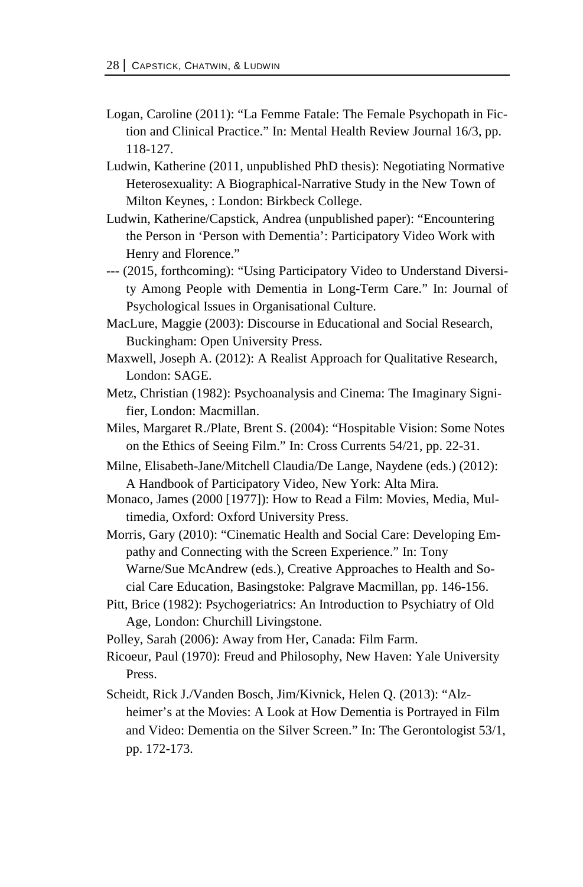Logan, Caroline (2011): "La Femme Fatale: The Female Psychopath in Fiction and Clinical Practice." In: Mental Health Review Journal 16/3, pp. 118-127.

Ludwin, Katherine (2011, unpublished PhD thesis): Negotiating Normative Heterosexuality: A Biographical-Narrative Study in the New Town of Milton Keynes, : London: Birkbeck College.

Ludwin, Katherine/Capstick, Andrea (unpublished paper): "Encountering the Person in 'Person with Dementia': Participatory Video Work with Henry and Florence."

--- (2015, forthcoming): "Using Participatory Video to Understand Diversity Among People with Dementia in Long-Term Care." In: Journal of Psychological Issues in Organisational Culture.

MacLure, Maggie (2003): Discourse in Educational and Social Research, Buckingham: Open University Press.

Maxwell, Joseph A. (2012): A Realist Approach for Qualitative Research, London: SAGE.

Metz, Christian (1982): Psychoanalysis and Cinema: The Imaginary Signifier, London: Macmillan.

Miles, Margaret R./Plate, Brent S. (2004): "Hospitable Vision: Some Notes on the Ethics of Seeing Film." In: Cross Currents 54/21, pp. 22-31.

Milne, Elisabeth-Jane/Mitchell Claudia/De Lange, Naydene (eds.) (2012): A Handbook of Participatory Video, New York: Alta Mira.

Monaco, James (2000 [1977]): How to Read a Film: Movies, Media, Multimedia, Oxford: Oxford University Press.

Morris, Gary (2010): "Cinematic Health and Social Care: Developing Empathy and Connecting with the Screen Experience." In: Tony Warne/Sue McAndrew (eds.), Creative Approaches to Health and Social Care Education, Basingstoke: Palgrave Macmillan, pp. 146-156.

Pitt, Brice (1982): Psychogeriatrics: An Introduction to Psychiatry of Old Age, London: Churchill Livingstone.

Polley, Sarah (2006): Away from Her, Canada: Film Farm.

Ricoeur, Paul (1970): Freud and Philosophy, New Haven: Yale University Press.

Scheidt, Rick J./Vanden Bosch, Jim/Kivnick, Helen Q. (2013): "Alzheimer's at the Movies: A Look at How Dementia is Portrayed in Film and Video: Dementia on the Silver Screen." In: The Gerontologist 53/1, pp. 172-173.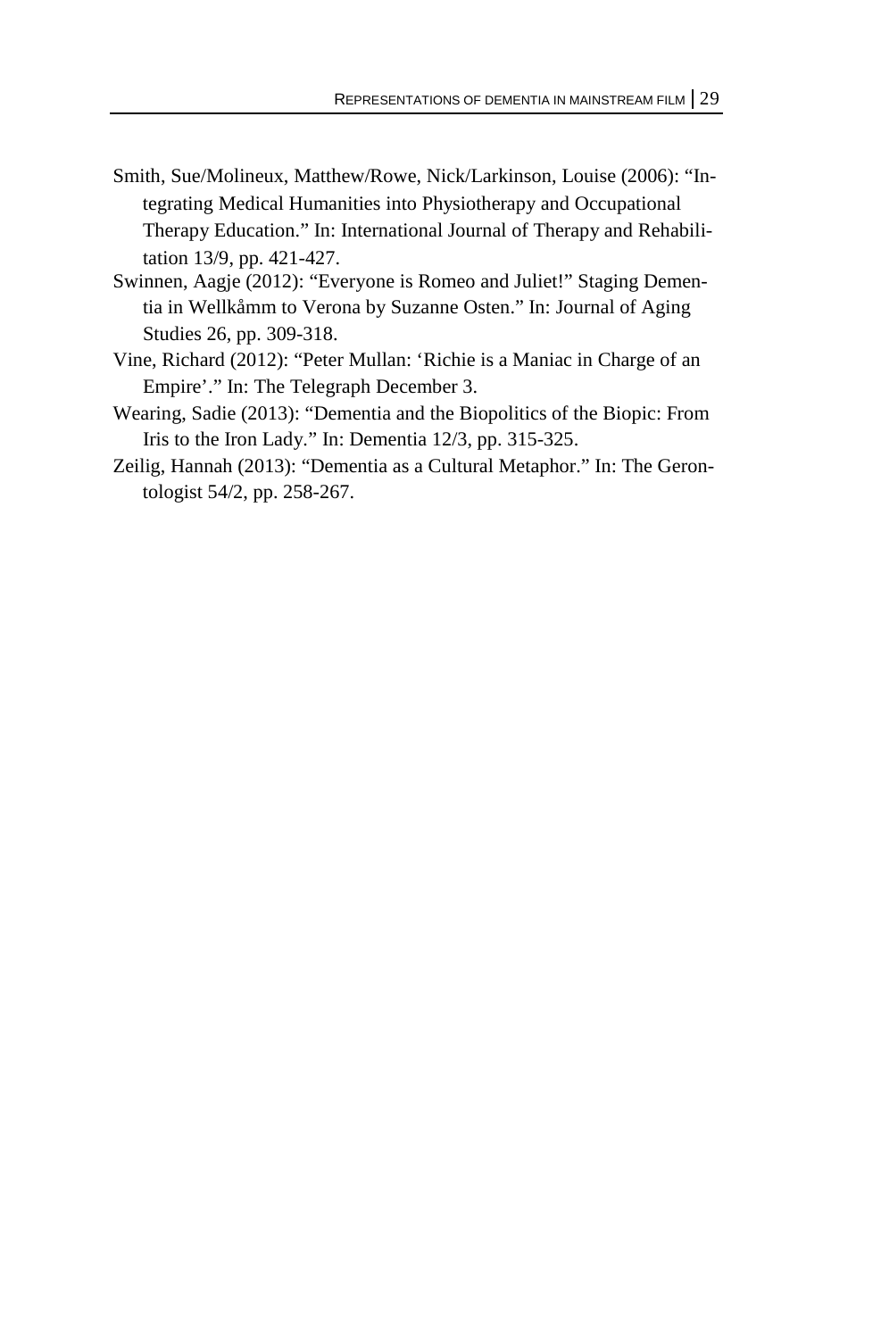Smith, Sue/Molineux, Matthew/Rowe, Nick/Larkinson, Louise (2006): "Integrating Medical Humanities into Physiotherapy and Occupational Therapy Education." In: International Journal of Therapy and Rehabilitation 13/9, pp. 421-427.

Swinnen, Aagje (2012): "Everyone is Romeo and Juliet!" Staging Dementia in Wellkåmm to Verona by Suzanne Osten." In: Journal of Aging Studies 26, pp. 309-318.

Vine, Richard (2012): "Peter Mullan: 'Richie is a Maniac in Charge of an Empire'." In: The Telegraph December 3.

Wearing, Sadie (2013): "Dementia and the Biopolitics of the Biopic: From Iris to the Iron Lady." In: Dementia 12/3, pp. 315-325.

Zeilig, Hannah (2013): "Dementia as a Cultural Metaphor." In: The Gerontologist 54/2, pp. 258-267.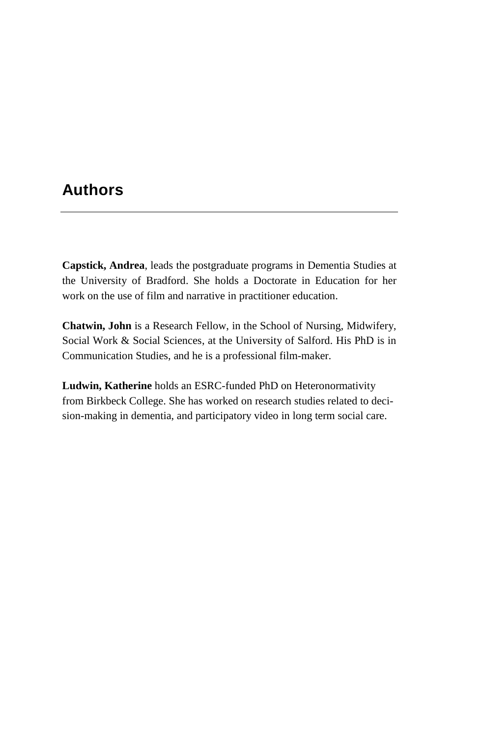# Authors

**Capstick, Andrea**, leads the postgraduate programs in Dementia Studies at the University of Bradford. She holds a Doctorate in Education for her work on the use of film and narrative in practitioner education.

**Chatwin, John** is a Research Fellow, in the School of Nursing, Midwifery, Social Work & Social Sciences, at the University of Salford. His PhD is in Communication Studies, and he is a professional film-maker.

**Ludwin, Katherine** holds an ESRC-funded PhD on Heteronormativity from Birkbeck College. She has worked on research studies related to decision-making in dementia, and participatory video in long term social care.